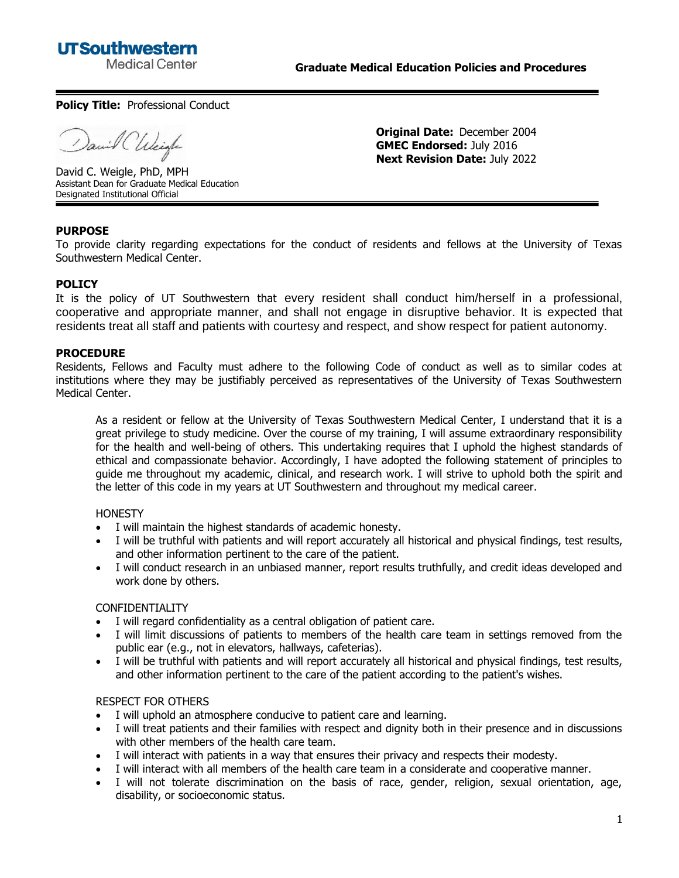UTSouthwestern Medical Center

**Graduate Medical Education Policies and Procedures**

**Policy Title:** Professional Conduct

David C. Weigle, PhD, MPH
Assistant Dean for Graduate Medical Education
Designated Institutional Official

**Original Date:** December 2004
**GMEC Endorsed:** July 2016
**Next Revision Date:** July 2022

## PURPOSE

To provide clarity regarding expectations for the conduct of residents and fellows at the University of Texas Southwestern Medical Center.

## POLICY

It is the policy of UT Southwestern that every resident shall conduct him/herself in a professional, cooperative and appropriate manner, and shall not engage in disruptive behavior. It is expected that residents treat all staff and patients with courtesy and respect, and show respect for patient autonomy.

## PROCEDURE

Residents, Fellows and Faculty must adhere to the following Code of conduct as well as to similar codes at institutions where they may be justifiably perceived as representatives of the University of Texas Southwestern Medical Center.

> As a resident or fellow at the University of Texas Southwestern Medical Center, I understand that it is a great privilege to study medicine. Over the course of my training, I will assume extraordinary responsibility for the health and well-being of others. This undertaking requires that I uphold the highest standards of ethical and compassionate behavior. Accordingly, I have adopted the following statement of principles to guide me throughout my academic, clinical, and research work. I will strive to uphold both the spirit and the letter of this code in my years at UT Southwestern and throughout my medical career.

HONESTY

- I will maintain the highest standards of academic honesty.
- I will be truthful with patients and will report accurately all historical and physical findings, test results, and other information pertinent to the care of the patient.
- I will conduct research in an unbiased manner, report results truthfully, and credit ideas developed and work done by others.

CONFIDENTIALITY

- I will regard confidentiality as a central obligation of patient care.
- I will limit discussions of patients to members of the health care team in settings removed from the public ear (e.g., not in elevators, hallways, cafeterias).
- I will be truthful with patients and will report accurately all historical and physical findings, test results, and other information pertinent to the care of the patient according to the patient's wishes.

RESPECT FOR OTHERS

- I will uphold an atmosphere conducive to patient care and learning.
- I will treat patients and their families with respect and dignity both in their presence and in discussions with other members of the health care team.
- I will interact with patients in a way that ensures their privacy and respects their modesty.
- I will interact with all members of the health care team in a considerate and cooperative manner.
- I will not tolerate discrimination on the basis of race, gender, religion, sexual orientation, age, disability, or socioeconomic status.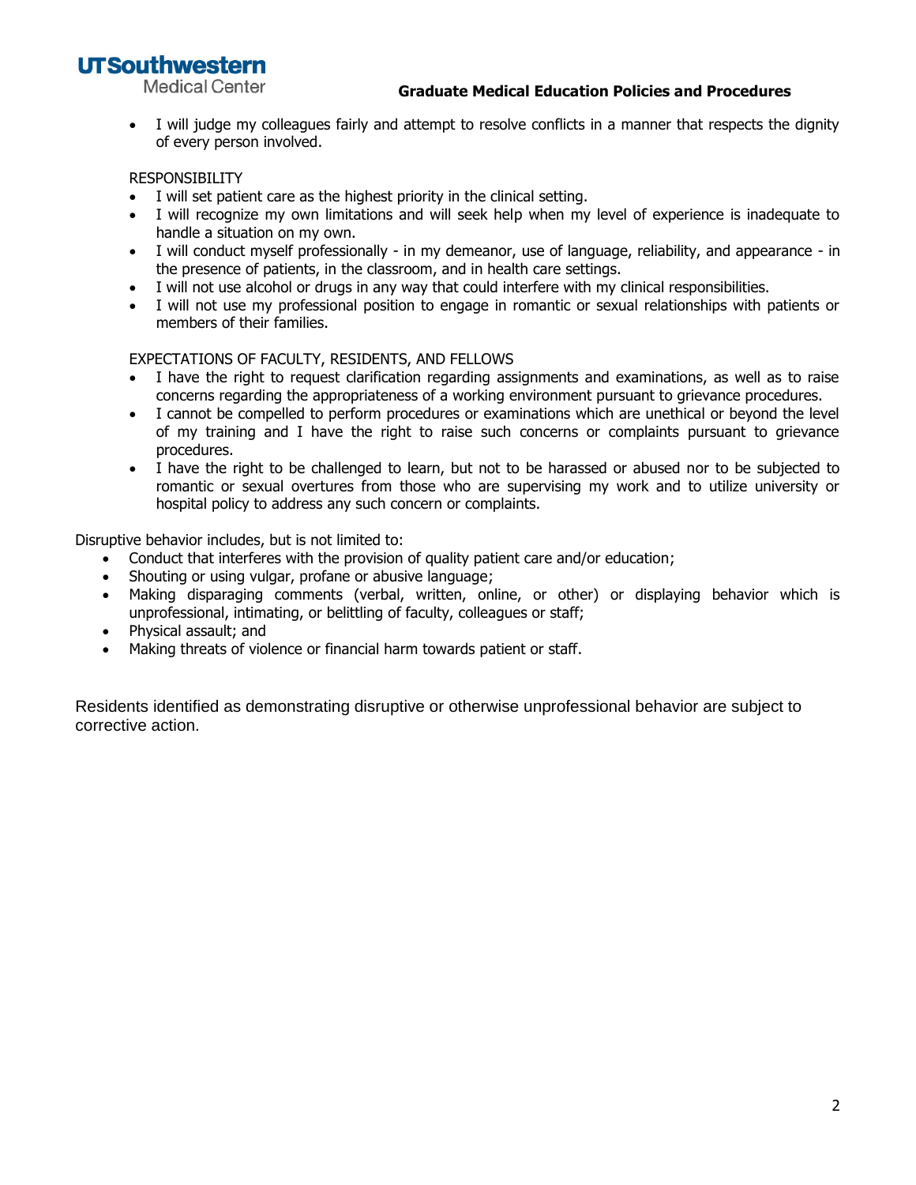- I will judge my colleagues fairly and attempt to resolve conflicts in a manner that respects the dignity of every person involved.

RESPONSIBILITY

- I will set patient care as the highest priority in the clinical setting.
- I will recognize my own limitations and will seek help when my level of experience is inadequate to handle a situation on my own.
- I will conduct myself professionally - in my demeanor, use of language, reliability, and appearance - in the presence of patients, in the classroom, and in health care settings.
- I will not use alcohol or drugs in any way that could interfere with my clinical responsibilities.
- I will not use my professional position to engage in romantic or sexual relationships with patients or members of their families.

EXPECTATIONS OF FACULTY, RESIDENTS, AND FELLOWS

- I have the right to request clarification regarding assignments and examinations, as well as to raise concerns regarding the appropriateness of a working environment pursuant to grievance procedures.
- I cannot be compelled to perform procedures or examinations which are unethical or beyond the level of my training and I have the right to raise such concerns or complaints pursuant to grievance procedures.
- I have the right to be challenged to learn, but not to be harassed or abused nor to be subjected to romantic or sexual overtures from those who are supervising my work and to utilize university or hospital policy to address any such concern or complaints.

Disruptive behavior includes, but is not limited to:

- Conduct that interferes with the provision of quality patient care and/or education;
- Shouting or using vulgar, profane or abusive language;
- Making disparaging comments (verbal, written, online, or other) or displaying behavior which is unprofessional, intimating, or belittling of faculty, colleagues or staff;
- Physical assault; and
- Making threats of violence or financial harm towards patient or staff.

Residents identified as demonstrating disruptive or otherwise unprofessional behavior are subject to corrective action.